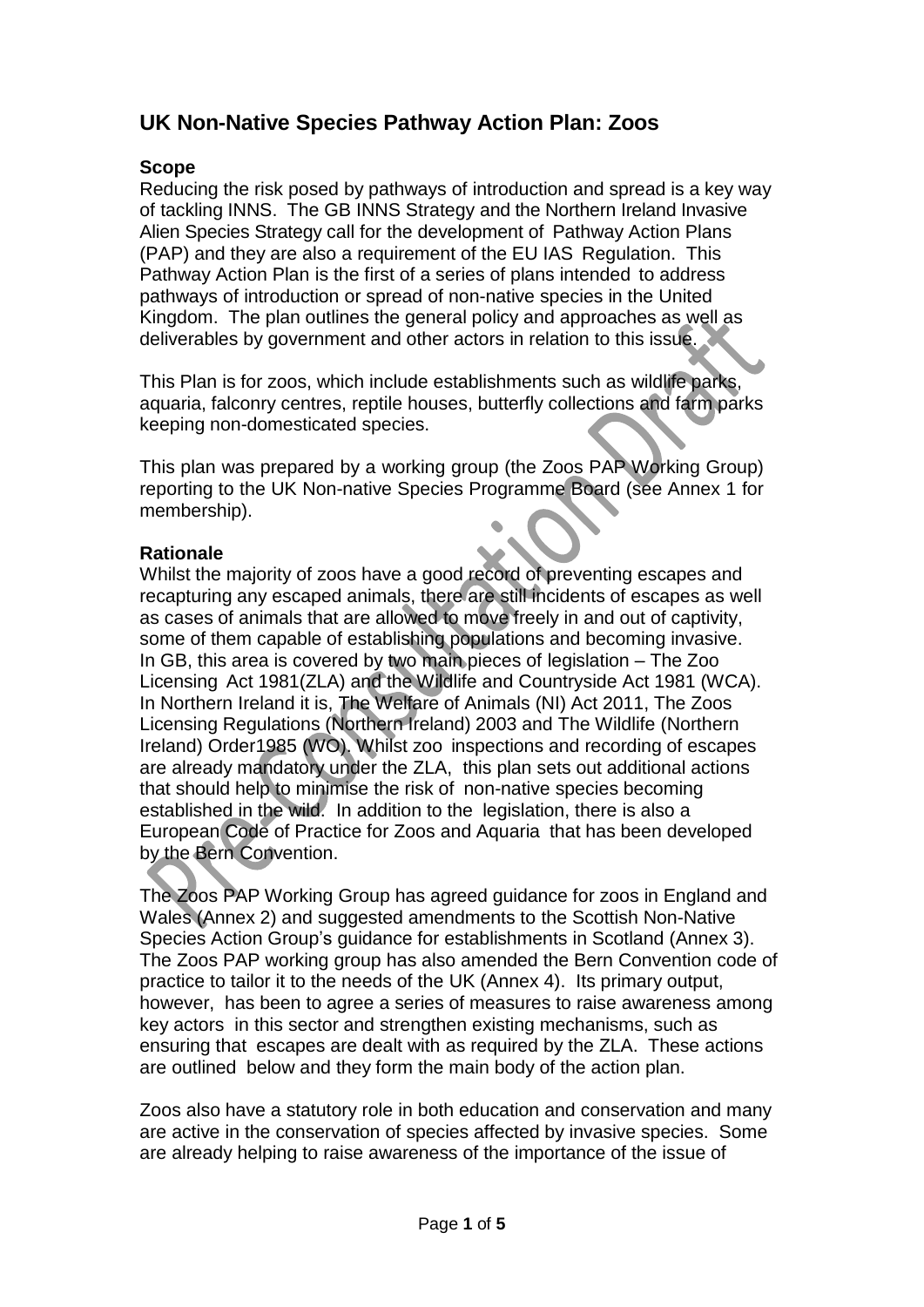# UK Non-Native Species Pathway Action Plan: Zoos

## Scope

Reducing the risk posed by pathways of introduction and spread is a key way of tackling INNS. The GB INNS Strategy and the Northern Ireland Invasive Alien Species Strategy call for the development of Pathway Action Plans (PAP) and they are also a requirement of the EU IAS Regulation. This Pathway Action Plan is the first of a series of plans intended to address pathways of introduction or spread of non-native species in the United Kingdom. The plan outlines the general policy and approaches as well as deliverables by government and other actors in relation to this issue.

This Plan is for zoos, which include establishments such as wildlife parks, aquaria, falconry centres, reptile houses, butterfly collections and farm parks keeping non-domesticated species.

This plan was prepared by a working group (the Zoos PAP Working Group) reporting to the UK Non-native Species Programme Board (see Annex 1 for membership).

## Rationale

Whilst the majority of zoos have a good record of preventing escapes and recapturing any escaped animals, there are still incidents of escapes as well as cases of animals that are allowed to move freely in and out of captivity, some of them capable of establishing populations and becoming invasive. In GB, this area is covered by two main pieces of legislation – The Zoo Licensing Act 1981(ZLA) and the Wildlife and Countryside Act 1981 (WCA). In Northern Ireland it is, The Welfare of Animals (NI) Act 2011, The Zoos Licensing Regulations (Northern Ireland) 2003 and The Wildlife (Northern Ireland) Order1985 (WO). Whilst zoo inspections and recording of escapes are already mandatory under the ZLA, this plan sets out additional actions that should help to minimise the risk of non-native species becoming established in the wild. In addition to the legislation, there is also a European Code of Practice for Zoos and Aquaria that has been developed by the Bern Convention.

The Zoos PAP Working Group has agreed guidance for zoos in England and Wales (Annex 2) and suggested amendments to the Scottish Non-Native Species Action Group's guidance for establishments in Scotland (Annex 3). The Zoos PAP working group has also amended the Bern Convention code of practice to tailor it to the needs of the UK (Annex 4). Its primary output, however, has been to agree a series of measures to raise awareness among key actors in this sector and strengthen existing mechanisms, such as ensuring that escapes are dealt with as required by the ZLA. These actions are outlined below and they form the main body of the action plan.

Zoos also have a statutory role in both education and conservation and many are active in the conservation of species affected by invasive species. Some are already helping to raise awareness of the importance of the issue of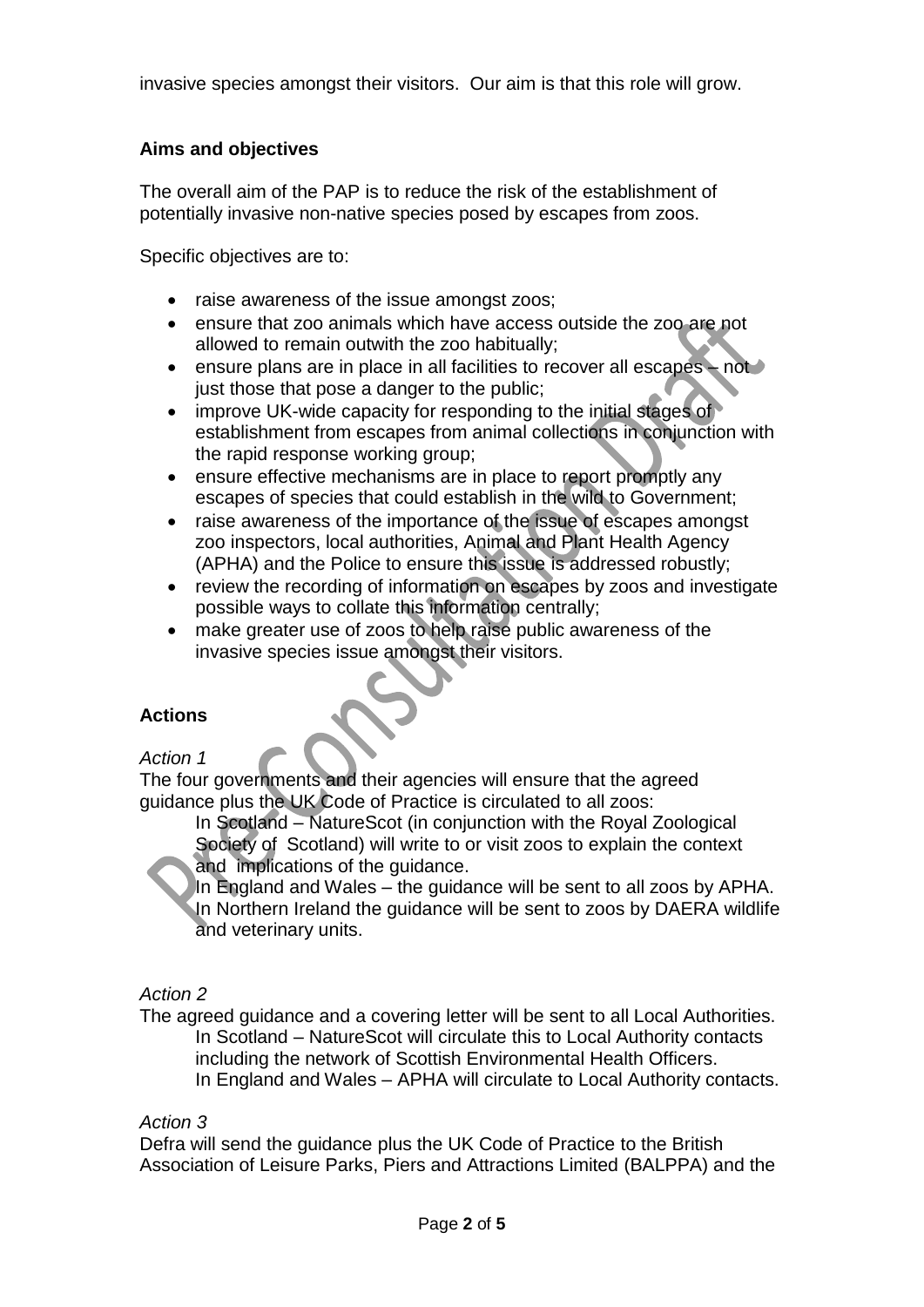invasive species amongst their visitors.  Our aim is that this role will grow.

**Aims and objectives**

The overall aim of the PAP is to reduce the risk of the establishment of potentially invasive non-native species posed by escapes from zoos.

Specific objectives are to:

- raise awareness of the issue amongst zoos;
- ensure that zoo animals which have access outside the zoo are not allowed to remain outwith the zoo habitually;
- ensure plans are in place in all facilities to recover all escapes – not just those that pose a danger to the public;
- improve UK-wide capacity for responding to the initial stages of establishment from escapes from animal collections in conjunction with the rapid response working group;
- ensure effective mechanisms are in place to report promptly any escapes of species that could establish in the wild to Government;
- raise awareness of the importance of the issue of escapes amongst zoo inspectors, local authorities, Animal and Plant Health Agency (APHA) and the Police to ensure this issue is addressed robustly;
- review the recording of information on escapes by zoos and investigate possible ways to collate this information centrally;
- make greater use of zoos to help raise public awareness of the invasive species issue amongst their visitors.

**Actions**

*Action 1*
The four governments and their agencies will ensure that the agreed guidance plus the UK Code of Practice is circulated to all zoos:

> In Scotland – NatureScot (in conjunction with the Royal Zoological Society of Scotland) will write to or visit zoos to explain the context and implications of the guidance.
> In England and Wales – the guidance will be sent to all zoos by APHA.
> In Northern Ireland the guidance will be sent to zoos by DAERA wildlife and veterinary units.

*Action 2*
The agreed guidance and a covering letter will be sent to all Local Authorities.

> In Scotland – NatureScot will circulate this to Local Authority contacts including the network of Scottish Environmental Health Officers.
> In England and Wales – APHA will circulate to Local Authority contacts.

*Action 3*
Defra will send the guidance plus the UK Code of Practice to the British Association of Leisure Parks, Piers and Attractions Limited (BALPPA) and the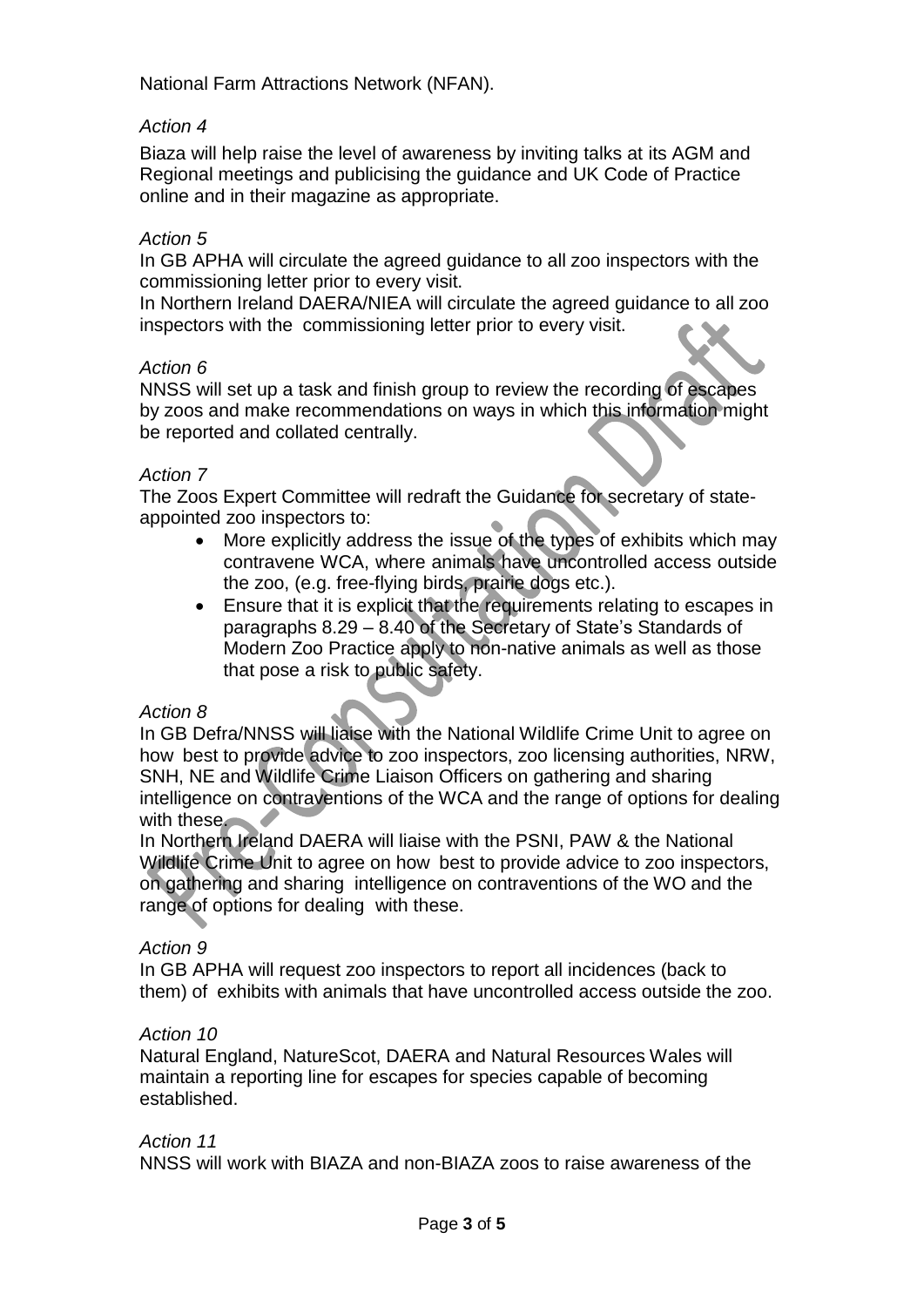National Farm Attractions Network (NFAN).

*Action 4*

Biaza will help raise the level of awareness by inviting talks at its AGM and Regional meetings and publicising the guidance and UK Code of Practice online and in their magazine as appropriate.

*Action 5*

In GB APHA will circulate the agreed guidance to all zoo inspectors with the commissioning letter prior to every visit.

In Northern Ireland DAERA/NIEA will circulate the agreed guidance to all zoo inspectors with the commissioning letter prior to every visit.

*Action 6*

NNSS will set up a task and finish group to review the recording of escapes by zoos and make recommendations on ways in which this information might be reported and collated centrally.

*Action 7*

The Zoos Expert Committee will redraft the Guidance for secretary of state-appointed zoo inspectors to:

- More explicitly address the issue of the types of exhibits which may contravene WCA, where animals have uncontrolled access outside the zoo, (e.g. free-flying birds, prairie dogs etc.).
- Ensure that it is explicit that the requirements relating to escapes in paragraphs 8.29 – 8.40 of the Secretary of State's Standards of Modern Zoo Practice apply to non-native animals as well as those that pose a risk to public safety.

*Action 8*

In GB Defra/NNSS will liaise with the National Wildlife Crime Unit to agree on how best to provide advice to zoo inspectors, zoo licensing authorities, NRW, SNH, NE and Wildlife Crime Liaison Officers on gathering and sharing intelligence on contraventions of the WCA and the range of options for dealing with these.

In Northern Ireland DAERA will liaise with the PSNI, PAW & the National Wildlife Crime Unit to agree on how best to provide advice to zoo inspectors, on gathering and sharing intelligence on contraventions of the WO and the range of options for dealing with these.

*Action 9*

In GB APHA will request zoo inspectors to report all incidences (back to them) of exhibits with animals that have uncontrolled access outside the zoo.

*Action 10*

Natural England, NatureScot, DAERA and Natural Resources Wales will maintain a reporting line for escapes for species capable of becoming established.

*Action 11*

NNSS will work with BIAZA and non-BIAZA zoos to raise awareness of the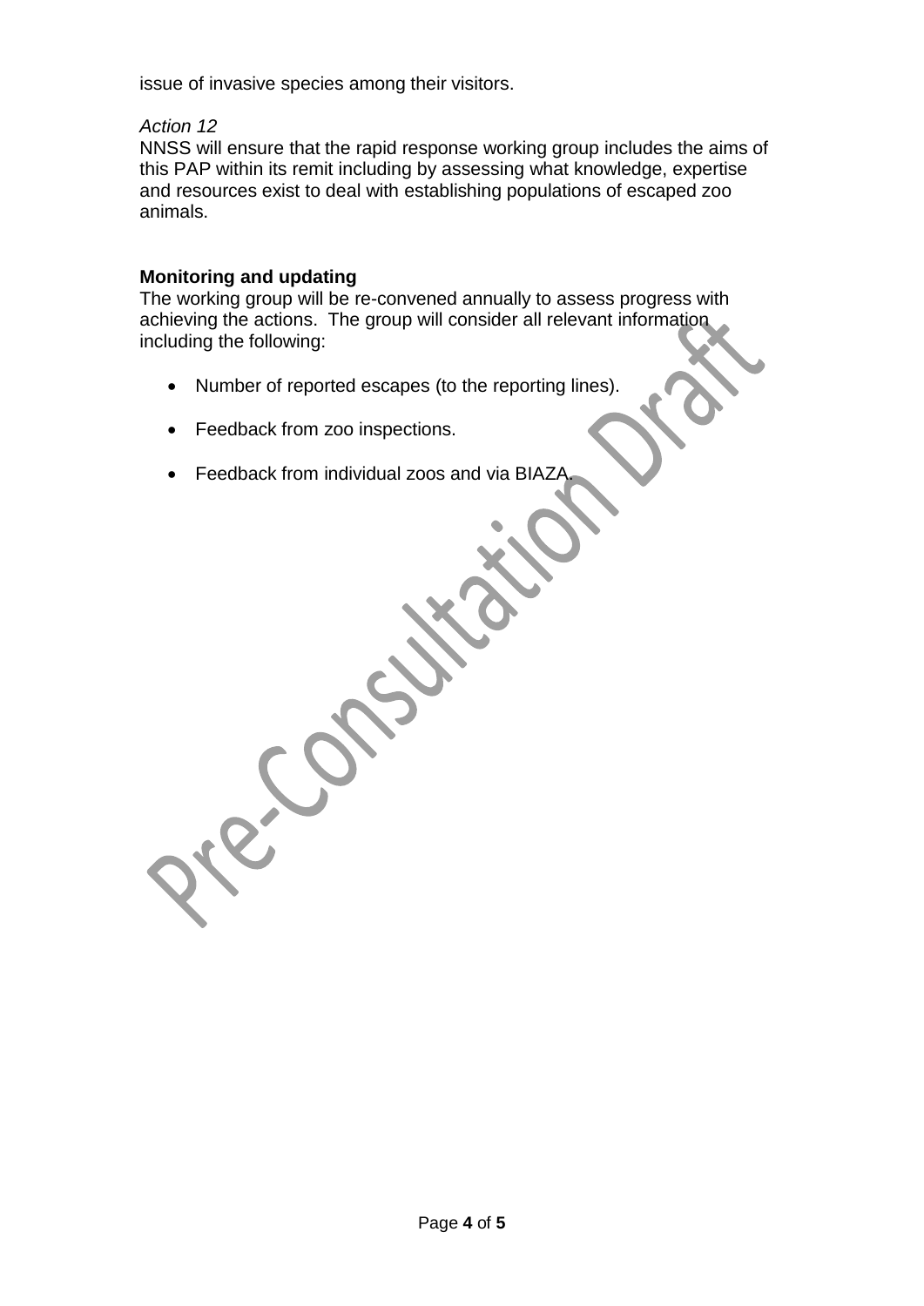issue of invasive species among their visitors.

*Action 12*

NNSS will ensure that the rapid response working group includes the aims of this PAP within its remit including by assessing what knowledge, expertise and resources exist to deal with establishing populations of escaped zoo animals.

**Monitoring and updating**

The working group will be re-convened annually to assess progress with achieving the actions. The group will consider all relevant information including the following:

- Number of reported escapes (to the reporting lines).
- Feedback from zoo inspections.
- Feedback from individual zoos and via BIAZA.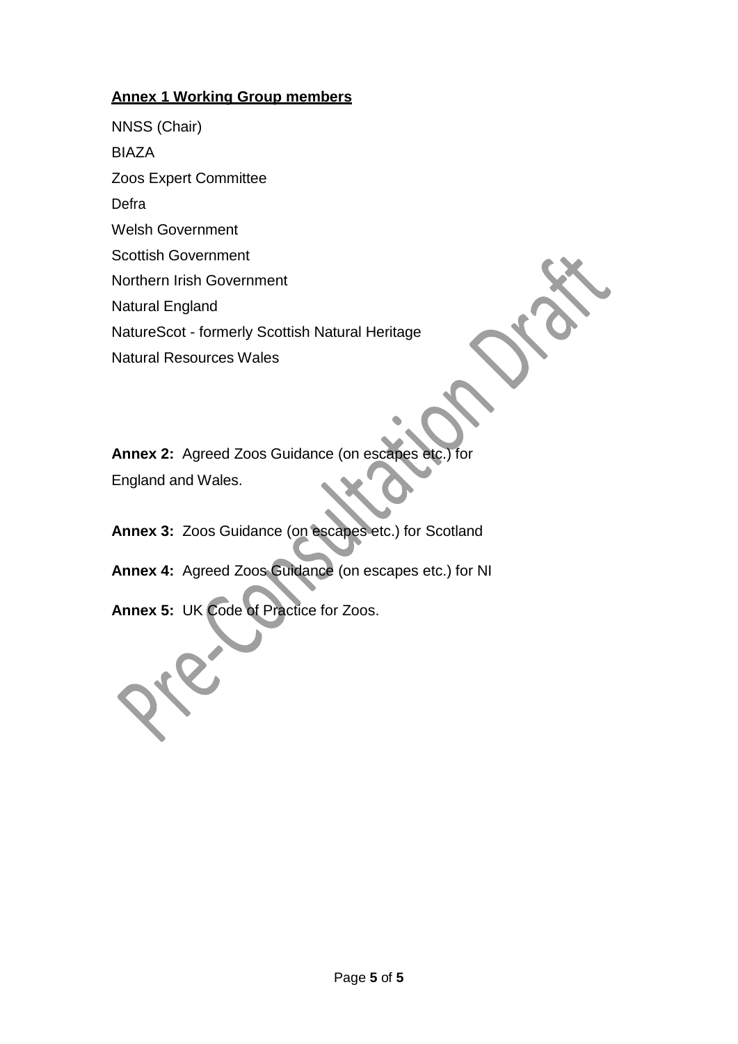**Annex 1 Working Group members**

NNSS (Chair)

BIAZA

Zoos Expert Committee

Defra

Welsh Government

Scottish Government

Northern Irish Government

Natural England

NatureScot - formerly Scottish Natural Heritage

Natural Resources Wales

**Annex 2:** Agreed Zoos Guidance (on escapes etc.) for England and Wales.

**Annex 3:** Zoos Guidance (on escapes etc.) for Scotland

**Annex 4:** Agreed Zoos Guidance (on escapes etc.) for NI

**Annex 5:** UK Code of Practice for Zoos.